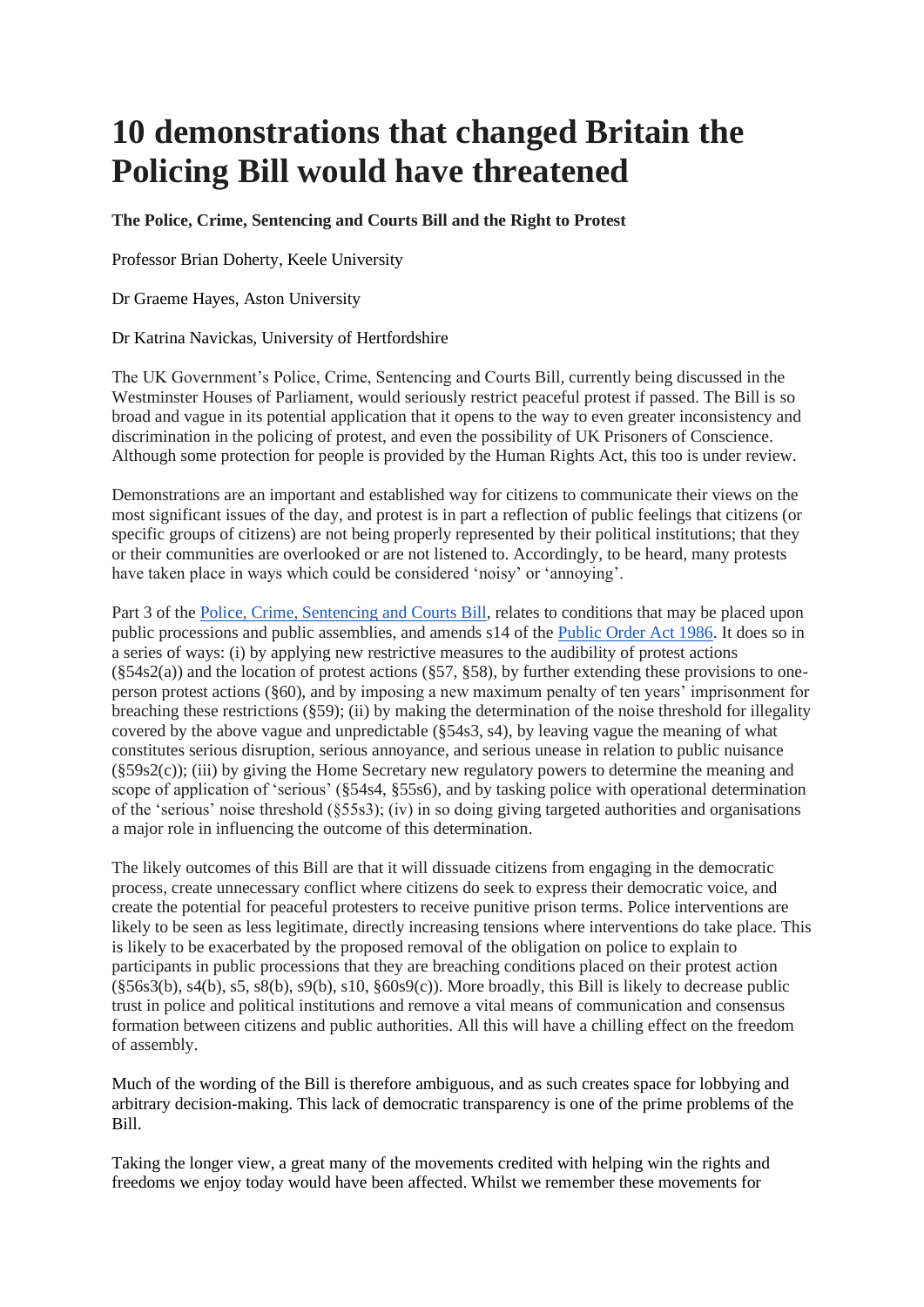# 10 demonstrations that changed Britain the Policing Bill would have threatened

**The Police, Crime, Sentencing and Courts Bill and the Right to Protest**

Professor Brian Doherty, Keele University

Dr Graeme Hayes, Aston University

Dr Katrina Navickas, University of Hertfordshire

The UK Government's Police, Crime, Sentencing and Courts Bill, currently being discussed in the Westminster Houses of Parliament, would seriously restrict peaceful protest if passed. The Bill is so broad and vague in its potential application that it opens to the way to even greater inconsistency and discrimination in the policing of protest, and even the possibility of UK Prisoners of Conscience. Although some protection for people is provided by the Human Rights Act, this too is under review.

Demonstrations are an important and established way for citizens to communicate their views on the most significant issues of the day, and protest is in part a reflection of public feelings that citizens (or specific groups of citizens) are not being properly represented by their political institutions; that they or their communities are overlooked or are not listened to. Accordingly, to be heard, many protests have taken place in ways which could be considered 'noisy' or 'annoying'.

Part 3 of the [Police, Crime, Sentencing and Courts Bill](), relates to conditions that may be placed upon public processions and public assemblies, and amends s14 of the [Public Order Act 1986](). It does so in a series of ways: (i) by applying new restrictive measures to the audibility of protest actions (§54s2(a)) and the location of protest actions (§57, §58), by further extending these provisions to one-person protest actions (§60), and by imposing a new maximum penalty of ten years' imprisonment for breaching these restrictions (§59); (ii) by making the determination of the noise threshold for illegality covered by the above vague and unpredictable (§54s3, s4), by leaving vague the meaning of what constitutes serious disruption, serious annoyance, and serious unease in relation to public nuisance (§59s2(c)); (iii) by giving the Home Secretary new regulatory powers to determine the meaning and scope of application of 'serious' (§54s4, §55s6), and by tasking police with operational determination of the 'serious' noise threshold (§55s3); (iv) in so doing giving targeted authorities and organisations a major role in influencing the outcome of this determination.

The likely outcomes of this Bill are that it will dissuade citizens from engaging in the democratic process, create unnecessary conflict where citizens do seek to express their democratic voice, and create the potential for peaceful protesters to receive punitive prison terms. Police interventions are likely to be seen as less legitimate, directly increasing tensions where interventions do take place. This is likely to be exacerbated by the proposed removal of the obligation on police to explain to participants in public processions that they are breaching conditions placed on their protest action (§56s3(b), s4(b), s5, s8(b), s9(b), s10, §60s9(c)). More broadly, this Bill is likely to decrease public trust in police and political institutions and remove a vital means of communication and consensus formation between citizens and public authorities. All this will have a chilling effect on the freedom of assembly.

Much of the wording of the Bill is therefore ambiguous, and as such creates space for lobbying and arbitrary decision-making. This lack of democratic transparency is one of the prime problems of the Bill.

Taking the longer view, a great many of the movements credited with helping win the rights and freedoms we enjoy today would have been affected. Whilst we remember these movements for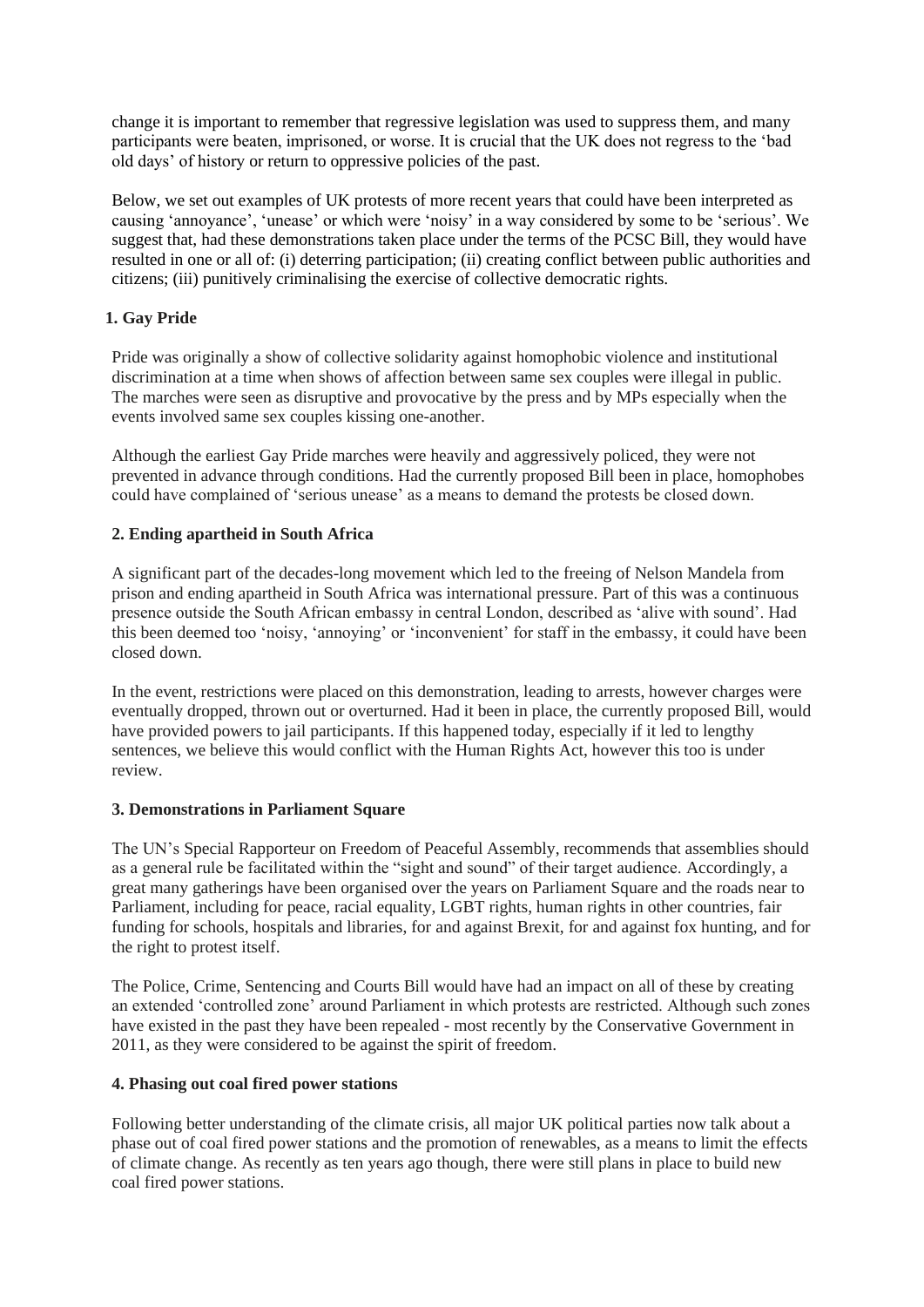change it is important to remember that regressive legislation was used to suppress them, and many participants were beaten, imprisoned, or worse. It is crucial that the UK does not regress to the 'bad old days' of history or return to oppressive policies of the past.

Below, we set out examples of UK protests of more recent years that could have been interpreted as causing 'annoyance', 'unease' or which were 'noisy' in a way considered by some to be 'serious'. We suggest that, had these demonstrations taken place under the terms of the PCSC Bill, they would have resulted in one or all of: (i) deterring participation; (ii) creating conflict between public authorities and citizens; (iii) punitively criminalising the exercise of collective democratic rights.

**1. Gay Pride**

Pride was originally a show of collective solidarity against homophobic violence and institutional discrimination at a time when shows of affection between same sex couples were illegal in public. The marches were seen as disruptive and provocative by the press and by MPs especially when the events involved same sex couples kissing one-another.

Although the earliest Gay Pride marches were heavily and aggressively policed, they were not prevented in advance through conditions. Had the currently proposed Bill been in place, homophobes could have complained of 'serious unease' as a means to demand the protests be closed down.

**2. Ending apartheid in South Africa**

A significant part of the decades-long movement which led to the freeing of Nelson Mandela from prison and ending apartheid in South Africa was international pressure. Part of this was a continuous presence outside the South African embassy in central London, described as 'alive with sound'. Had this been deemed too 'noisy, 'annoying' or 'inconvenient' for staff in the embassy, it could have been closed down.

In the event, restrictions were placed on this demonstration, leading to arrests, however charges were eventually dropped, thrown out or overturned. Had it been in place, the currently proposed Bill, would have provided powers to jail participants. If this happened today, especially if it led to lengthy sentences, we believe this would conflict with the Human Rights Act, however this too is under review.

**3. Demonstrations in Parliament Square**

The UN's Special Rapporteur on Freedom of Peaceful Assembly, recommends that assemblies should as a general rule be facilitated within the "sight and sound" of their target audience. Accordingly, a great many gatherings have been organised over the years on Parliament Square and the roads near to Parliament, including for peace, racial equality, LGBT rights, human rights in other countries, fair funding for schools, hospitals and libraries, for and against Brexit, for and against fox hunting, and for the right to protest itself.

The Police, Crime, Sentencing and Courts Bill would have had an impact on all of these by creating an extended 'controlled zone' around Parliament in which protests are restricted. Although such zones have existed in the past they have been repealed - most recently by the Conservative Government in 2011, as they were considered to be against the spirit of freedom.

**4. Phasing out coal fired power stations**

Following better understanding of the climate crisis, all major UK political parties now talk about a phase out of coal fired power stations and the promotion of renewables, as a means to limit the effects of climate change. As recently as ten years ago though, there were still plans in place to build new coal fired power stations.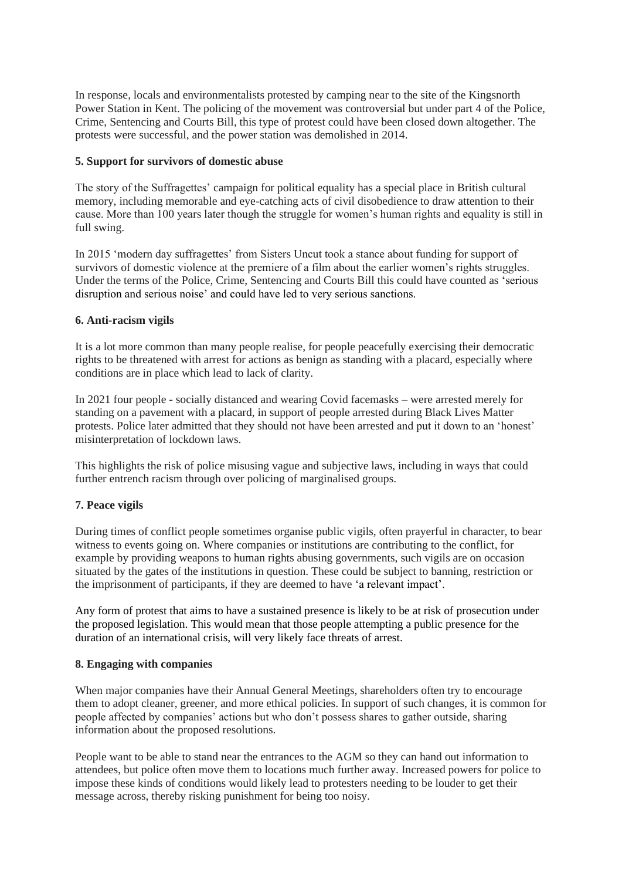In response, locals and environmentalists protested by camping near to the site of the Kingsnorth Power Station in Kent. The policing of the movement was controversial but under part 4 of the Police, Crime, Sentencing and Courts Bill, this type of protest could have been closed down altogether. The protests were successful, and the power station was demolished in 2014.

**5. Support for survivors of domestic abuse**

The story of the Suffragettes' campaign for political equality has a special place in British cultural memory, including memorable and eye-catching acts of civil disobedience to draw attention to their cause. More than 100 years later though the struggle for women's human rights and equality is still in full swing.

In 2015 'modern day suffragettes' from Sisters Uncut took a stance about funding for support of survivors of domestic violence at the premiere of a film about the earlier women's rights struggles. Under the terms of the Police, Crime, Sentencing and Courts Bill this could have counted as 'serious disruption and serious noise' and could have led to very serious sanctions.

**6. Anti-racism vigils**

It is a lot more common than many people realise, for people peacefully exercising their democratic rights to be threatened with arrest for actions as benign as standing with a placard, especially where conditions are in place which lead to lack of clarity.

In 2021 four people - socially distanced and wearing Covid facemasks – were arrested merely for standing on a pavement with a placard, in support of people arrested during Black Lives Matter protests. Police later admitted that they should not have been arrested and put it down to an 'honest' misinterpretation of lockdown laws.

This highlights the risk of police misusing vague and subjective laws, including in ways that could further entrench racism through over policing of marginalised groups.

**7. Peace vigils**

During times of conflict people sometimes organise public vigils, often prayerful in character, to bear witness to events going on. Where companies or institutions are contributing to the conflict, for example by providing weapons to human rights abusing governments, such vigils are on occasion situated by the gates of the institutions in question. These could be subject to banning, restriction or the imprisonment of participants, if they are deemed to have 'a relevant impact'.

Any form of protest that aims to have a sustained presence is likely to be at risk of prosecution under the proposed legislation. This would mean that those people attempting a public presence for the duration of an international crisis, will very likely face threats of arrest.

**8. Engaging with companies**

When major companies have their Annual General Meetings, shareholders often try to encourage them to adopt cleaner, greener, and more ethical policies. In support of such changes, it is common for people affected by companies' actions but who don't possess shares to gather outside, sharing information about the proposed resolutions.

People want to be able to stand near the entrances to the AGM so they can hand out information to attendees, but police often move them to locations much further away. Increased powers for police to impose these kinds of conditions would likely lead to protesters needing to be louder to get their message across, thereby risking punishment for being too noisy.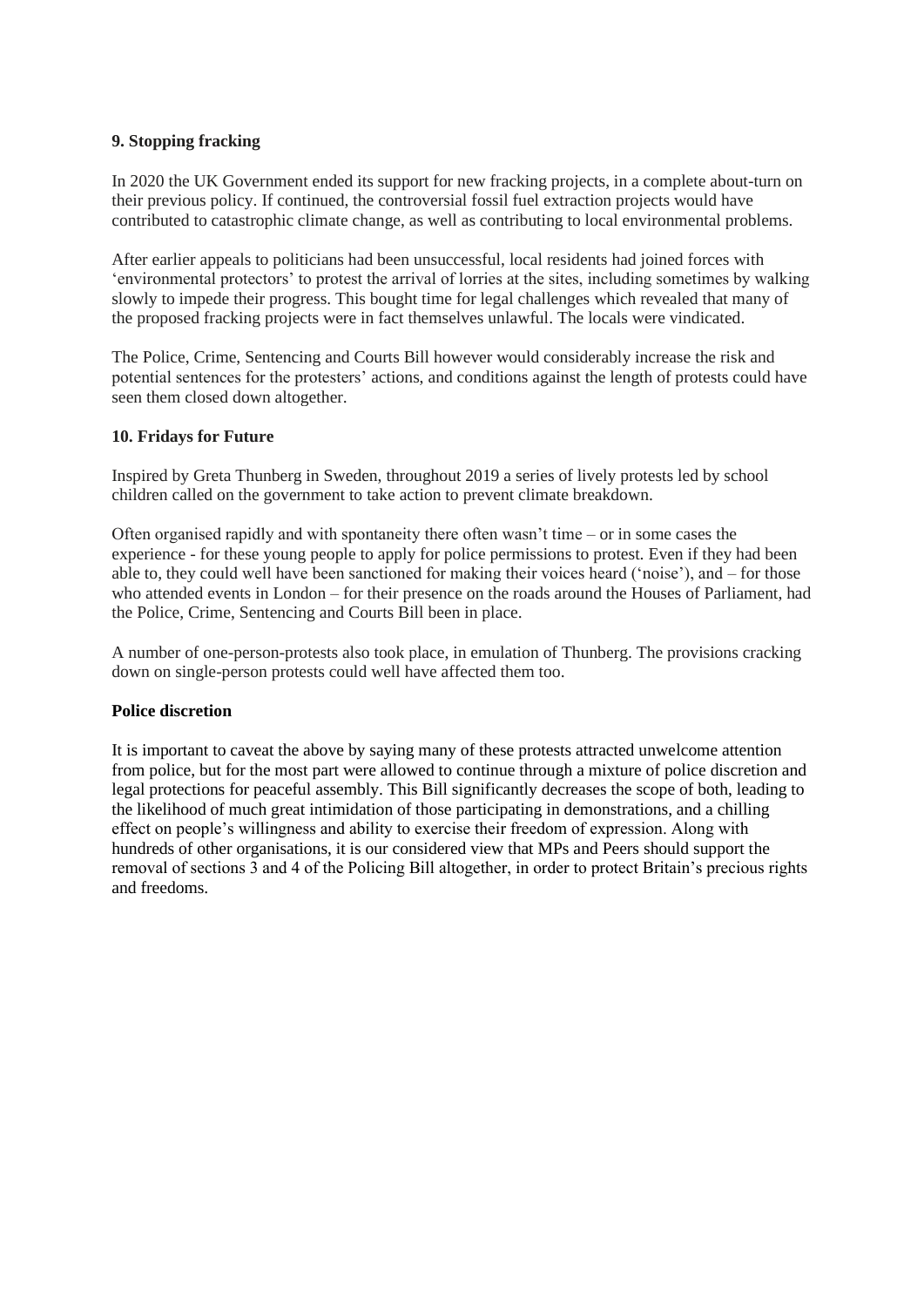**9. Stopping fracking**

In 2020 the UK Government ended its support for new fracking projects, in a complete about-turn on their previous policy. If continued, the controversial fossil fuel extraction projects would have contributed to catastrophic climate change, as well as contributing to local environmental problems.

After earlier appeals to politicians had been unsuccessful, local residents had joined forces with 'environmental protectors' to protest the arrival of lorries at the sites, including sometimes by walking slowly to impede their progress. This bought time for legal challenges which revealed that many of the proposed fracking projects were in fact themselves unlawful. The locals were vindicated.

The Police, Crime, Sentencing and Courts Bill however would considerably increase the risk and potential sentences for the protesters' actions, and conditions against the length of protests could have seen them closed down altogether.

**10. Fridays for Future**

Inspired by Greta Thunberg in Sweden, throughout 2019 a series of lively protests led by school children called on the government to take action to prevent climate breakdown.

Often organised rapidly and with spontaneity there often wasn't time – or in some cases the experience - for these young people to apply for police permissions to protest. Even if they had been able to, they could well have been sanctioned for making their voices heard ('noise'), and – for those who attended events in London – for their presence on the roads around the Houses of Parliament, had the Police, Crime, Sentencing and Courts Bill been in place.

A number of one-person-protests also took place, in emulation of Thunberg. The provisions cracking down on single-person protests could well have affected them too.

**Police discretion**

It is important to caveat the above by saying many of these protests attracted unwelcome attention from police, but for the most part were allowed to continue through a mixture of police discretion and legal protections for peaceful assembly. This Bill significantly decreases the scope of both, leading to the likelihood of much great intimidation of those participating in demonstrations, and a chilling effect on people's willingness and ability to exercise their freedom of expression. Along with hundreds of other organisations, it is our considered view that MPs and Peers should support the removal of sections 3 and 4 of the Policing Bill altogether, in order to protect Britain's precious rights and freedoms.